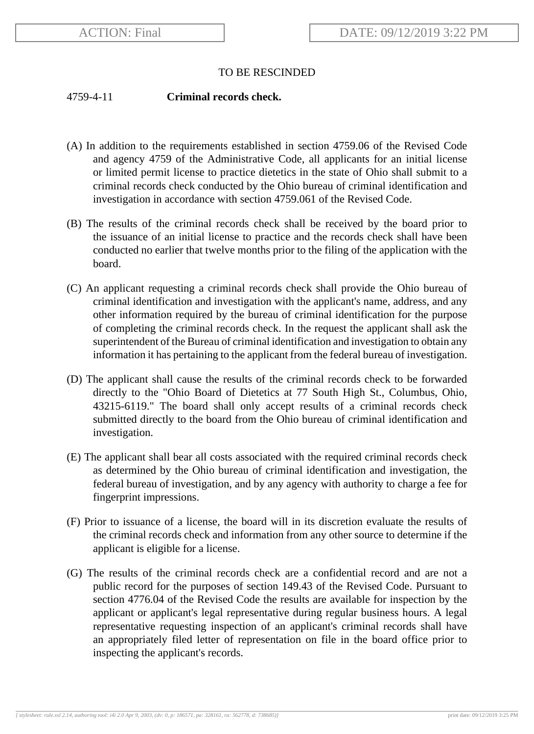ACTION: Final

DATE: 09/12/2019 3:22 PM

TO BE RESCINDED

4759-4-11 **Criminal records check.**

(A) In addition to the requirements established in section 4759.06 of the Revised Code and agency 4759 of the Administrative Code, all applicants for an initial license or limited permit license to practice dietetics in the state of Ohio shall submit to a criminal records check conducted by the Ohio bureau of criminal identification and investigation in accordance with section 4759.061 of the Revised Code.

(B) The results of the criminal records check shall be received by the board prior to the issuance of an initial license to practice and the records check shall have been conducted no earlier that twelve months prior to the filing of the application with the board.

(C) An applicant requesting a criminal records check shall provide the Ohio bureau of criminal identification and investigation with the applicant's name, address, and any other information required by the bureau of criminal identification for the purpose of completing the criminal records check. In the request the applicant shall ask the superintendent of the Bureau of criminal identification and investigation to obtain any information it has pertaining to the applicant from the federal bureau of investigation.

(D) The applicant shall cause the results of the criminal records check to be forwarded directly to the "Ohio Board of Dietetics at 77 South High St., Columbus, Ohio, 43215-6119." The board shall only accept results of a criminal records check submitted directly to the board from the Ohio bureau of criminal identification and investigation.

(E) The applicant shall bear all costs associated with the required criminal records check as determined by the Ohio bureau of criminal identification and investigation, the federal bureau of investigation, and by any agency with authority to charge a fee for fingerprint impressions.

(F) Prior to issuance of a license, the board will in its discretion evaluate the results of the criminal records check and information from any other source to determine if the applicant is eligible for a license.

(G) The results of the criminal records check are a confidential record and are not a public record for the purposes of section 149.43 of the Revised Code. Pursuant to section 4776.04 of the Revised Code the results are available for inspection by the applicant or applicant's legal representative during regular business hours. A legal representative requesting inspection of an applicant's criminal records shall have an appropriately filed letter of representation on file in the board office prior to inspecting the applicant's records.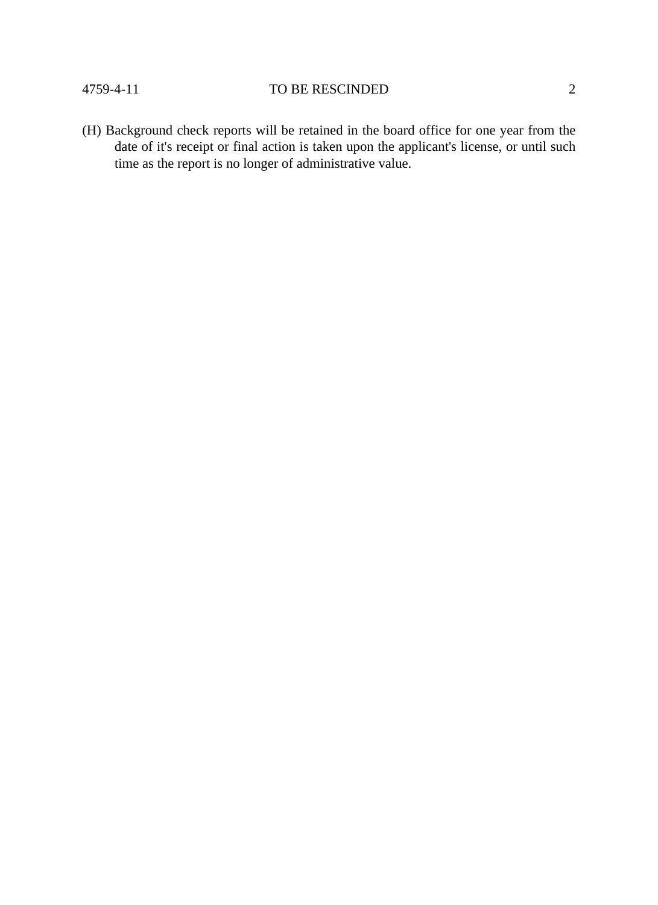(H) Background check reports will be retained in the board office for one year from the date of it's receipt or final action is taken upon the applicant's license, or until such time as the report is no longer of administrative value.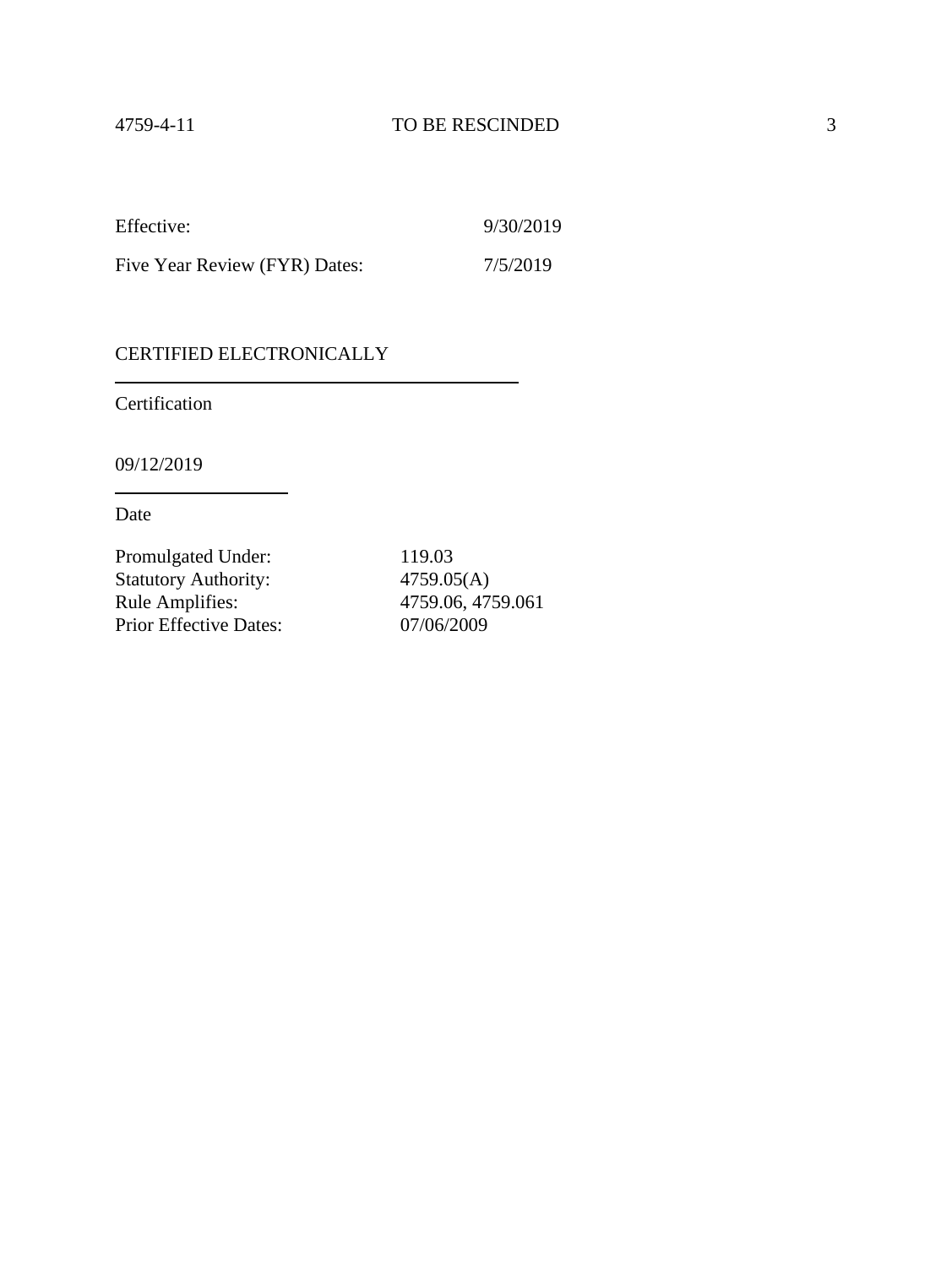Effective: 9/30/2019

Five Year Review (FYR) Dates: 7/5/2019

CERTIFIED ELECTRONICALLY

Certification

09/12/2019

Date

| | |
|---|---|
| Promulgated Under: | 119.03 |
| Statutory Authority: | 4759.05(A) |
| Rule Amplifies: | 4759.06, 4759.061 |
| Prior Effective Dates: | 07/06/2009 |